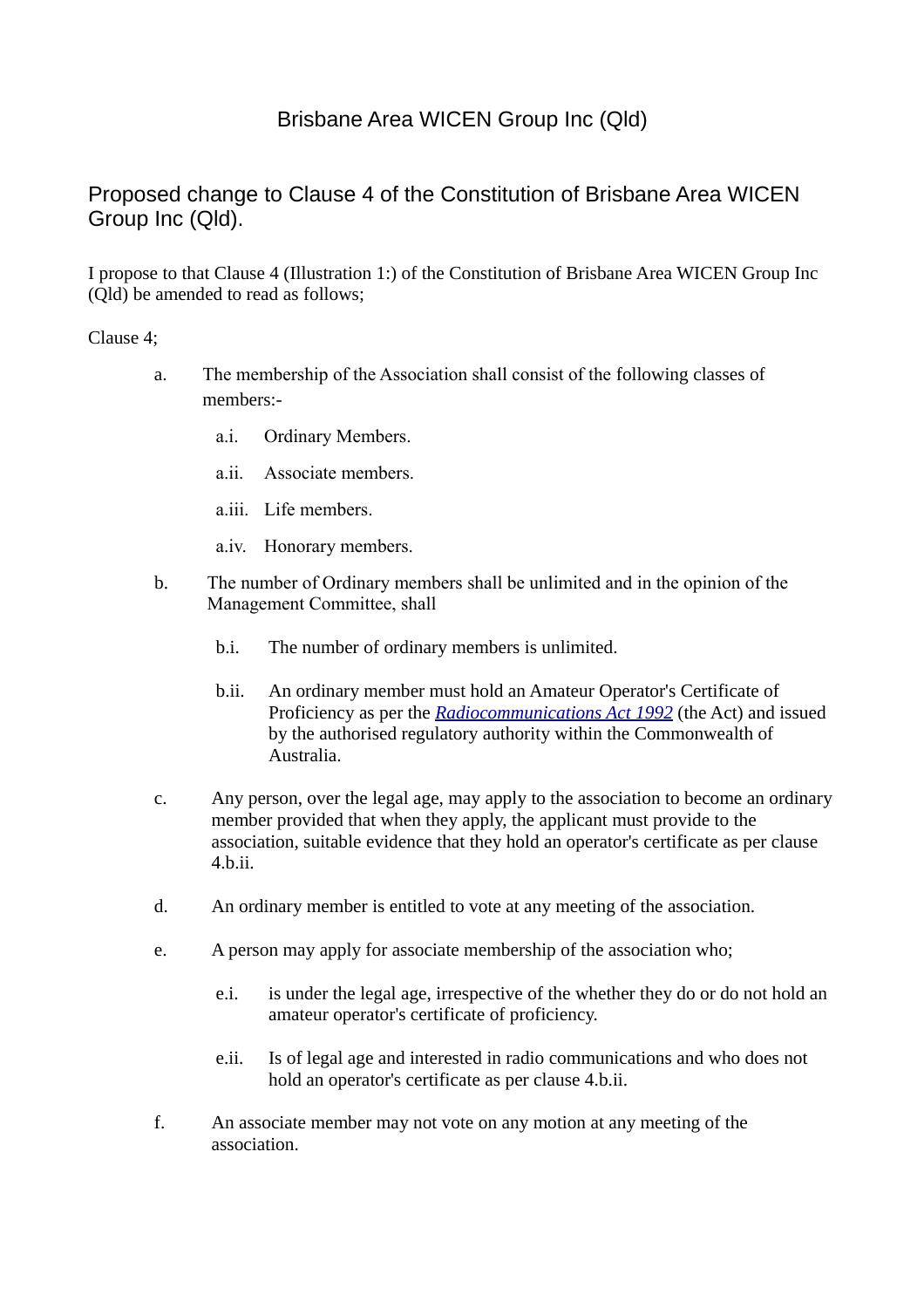# Brisbane Area WICEN Group Inc (Qld)

## Proposed change to Clause 4 of the Constitution of Brisbane Area WICEN Group Inc (Qld).

I propose to that Clause 4 (Illustration 1:) of the Constitution of Brisbane Area WICEN Group Inc (Qld) be amended to read as follows;

Clause 4;

a. The membership of the Association shall consist of the following classes of members:-

   a.i. Ordinary Members.

   a.ii. Associate members.

   a.iii. Life members.

   a.iv. Honorary members.

b. The number of Ordinary members shall be unlimited and in the opinion of the Management Committee, shall

   b.i. The number of ordinary members is unlimited.

   b.ii. An ordinary member must hold an Amateur Operator's Certificate of Proficiency as per the *Radiocommunications Act 1992* (the Act) and issued by the authorised regulatory authority within the Commonwealth of Australia.

c. Any person, over the legal age, may apply to the association to become an ordinary member provided that when they apply, the applicant must provide to the association, suitable evidence that they hold an operator's certificate as per clause 4.b.ii.

d. An ordinary member is entitled to vote at any meeting of the association.

e. A person may apply for associate membership of the association who;

   e.i. is under the legal age, irrespective of the whether they do or do not hold an amateur operator's certificate of proficiency.

   e.ii. Is of legal age and interested in radio communications and who does not hold an operator's certificate as per clause 4.b.ii.

f. An associate member may not vote on any motion at any meeting of the association.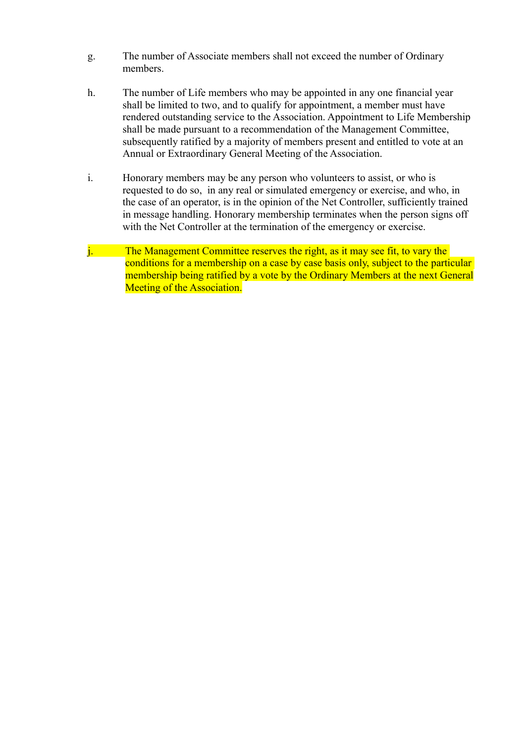g. The number of Associate members shall not exceed the number of Ordinary members.

h. The number of Life members who may be appointed in any one financial year shall be limited to two, and to qualify for appointment, a member must have rendered outstanding service to the Association. Appointment to Life Membership shall be made pursuant to a recommendation of the Management Committee, subsequently ratified by a majority of members present and entitled to vote at an Annual or Extraordinary General Meeting of the Association.

i. Honorary members may be any person who volunteers to assist, or who is requested to do so, in any real or simulated emergency or exercise, and who, in the case of an operator, is in the opinion of the Net Controller, sufficiently trained in message handling. Honorary membership terminates when the person signs off with the Net Controller at the termination of the emergency or exercise.

j. The Management Committee reserves the right, as it may see fit, to vary the conditions for a membership on a case by case basis only, subject to the particular membership being ratified by a vote by the Ordinary Members at the next General Meeting of the Association.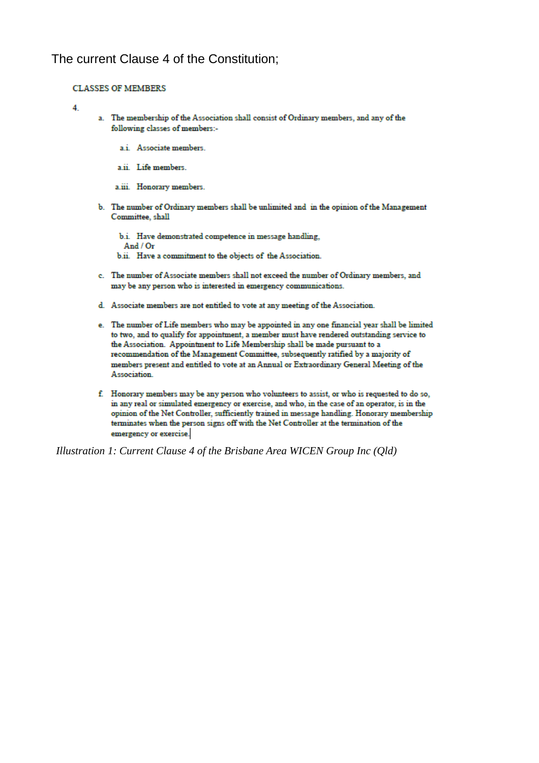The current Clause 4 of the Constitution;

CLASSES OF MEMBERS

4.

a. The membership of the Association shall consist of Ordinary members, and any of the following classes of members:-

   a.i. Associate members.

   a.ii. Life members.

   a.iii. Honorary members.

b. The number of Ordinary members shall be unlimited and in the opinion of the Management Committee, shall

   b.i. Have demonstrated competence in message handling,
   And / Or
   b.ii. Have a commitment to the objects of the Association.

c. The number of Associate members shall not exceed the number of Ordinary members, and may be any person who is interested in emergency communications.

d. Associate members are not entitled to vote at any meeting of the Association.

e. The number of Life members who may be appointed in any one financial year shall be limited to two, and to qualify for appointment, a member must have rendered outstanding service to the Association. Appointment to Life Membership shall be made pursuant to a recommendation of the Management Committee, subsequently ratified by a majority of members present and entitled to vote at an Annual or Extraordinary General Meeting of the Association.

f. Honorary members may be any person who volunteers to assist, or who is requested to do so, in any real or simulated emergency or exercise, and who, in the case of an operator, is in the opinion of the Net Controller, sufficiently trained in message handling. Honorary membership terminates when the person signs off with the Net Controller at the termination of the emergency or exercise.

*Illustration 1: Current Clause 4 of the Brisbane Area WICEN Group Inc (Qld)*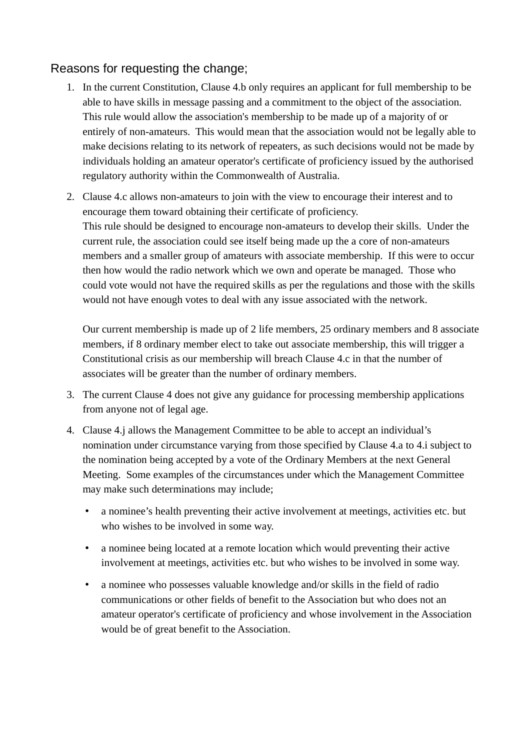## Reasons for requesting the change;

1. In the current Constitution, Clause 4.b only requires an applicant for full membership to be able to have skills in message passing and a commitment to the object of the association. This rule would allow the association's membership to be made up of a majority of or entirely of non-amateurs. This would mean that the association would not be legally able to make decisions relating to its network of repeaters, as such decisions would not be made by individuals holding an amateur operator's certificate of proficiency issued by the authorised regulatory authority within the Commonwealth of Australia.

2. Clause 4.c allows non-amateurs to join with the view to encourage their interest and to encourage them toward obtaining their certificate of proficiency.
   This rule should be designed to encourage non-amateurs to develop their skills. Under the current rule, the association could see itself being made up the a core of non-amateurs members and a smaller group of amateurs with associate membership. If this were to occur then how would the radio network which we own and operate be managed. Those who could vote would not have the required skills as per the regulations and those with the skills would not have enough votes to deal with any issue associated with the network.

   Our current membership is made up of 2 life members, 25 ordinary members and 8 associate members, if 8 ordinary member elect to take out associate membership, this will trigger a Constitutional crisis as our membership will breach Clause 4.c in that the number of associates will be greater than the number of ordinary members.

3. The current Clause 4 does not give any guidance for processing membership applications from anyone not of legal age.

4. Clause 4.j allows the Management Committee to be able to accept an individual's nomination under circumstance varying from those specified by Clause 4.a to 4.i subject to the nomination being accepted by a vote of the Ordinary Members at the next General Meeting. Some examples of the circumstances under which the Management Committee may make such determinations may include;

   - a nominee's health preventing their active involvement at meetings, activities etc. but who wishes to be involved in some way.
   - a nominee being located at a remote location which would preventing their active involvement at meetings, activities etc. but who wishes to be involved in some way.
   - a nominee who possesses valuable knowledge and/or skills in the field of radio communications or other fields of benefit to the Association but who does not an amateur operator's certificate of proficiency and whose involvement in the Association would be of great benefit to the Association.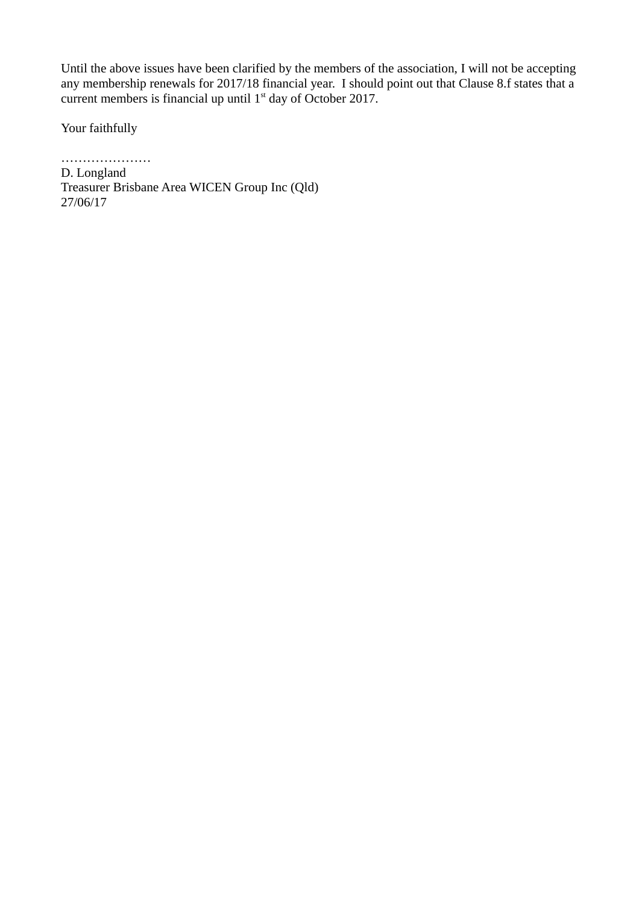Until the above issues have been clarified by the members of the association, I will not be accepting any membership renewals for 2017/18 financial year. I should point out that Clause 8.f states that a current members is financial up until 1st day of October 2017.

Your faithfully

…………………
D. Longland
Treasurer Brisbane Area WICEN Group Inc (Qld)
27/06/17